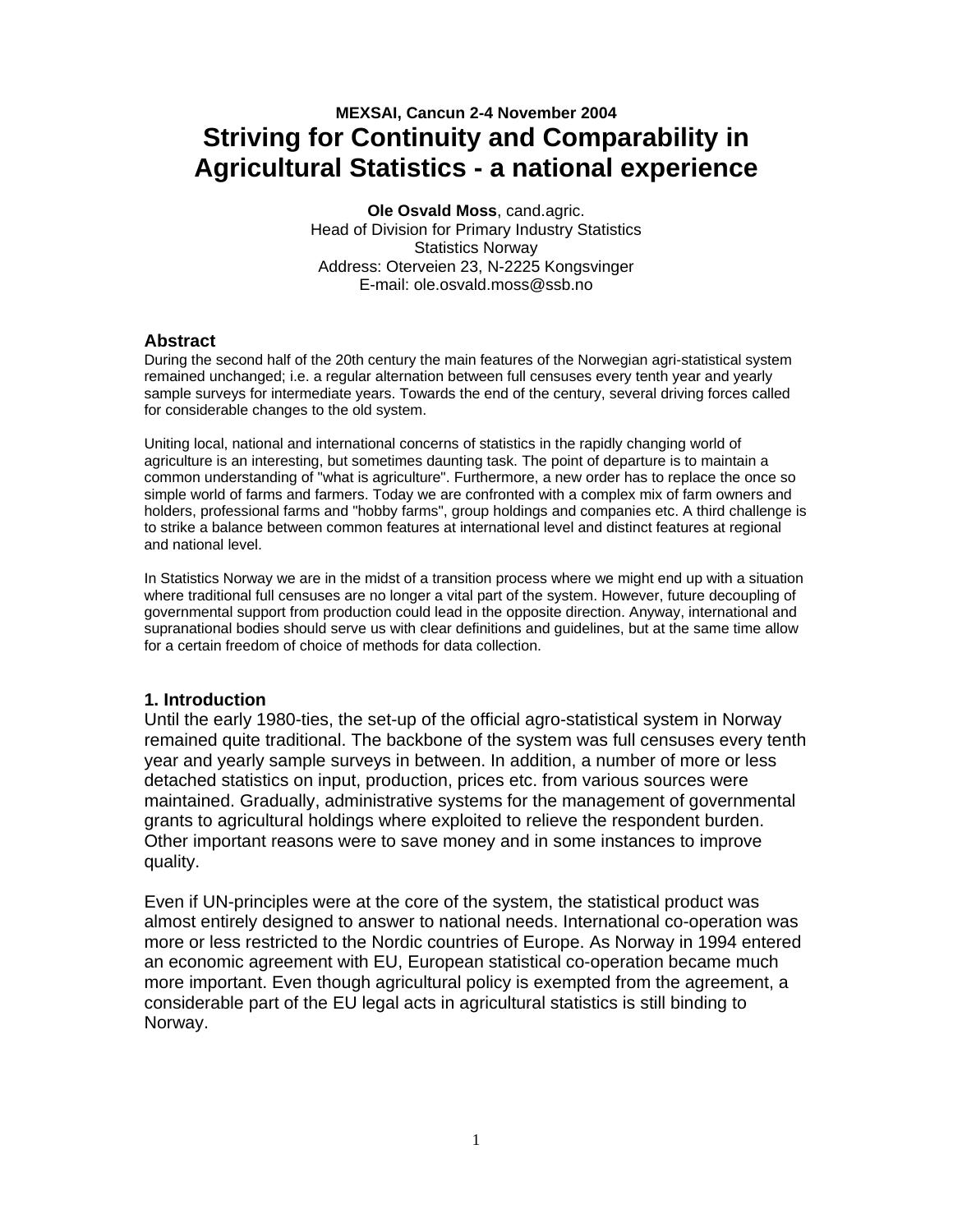**MEXSAI, Cancun 2-4 November 2004**

# Striving for Continuity and Comparability in Agricultural Statistics - a national experience

**Ole Osvald Moss**, cand.agric.
Head of Division for Primary Industry Statistics
Statistics Norway
Address: Oterveien 23, N-2225 Kongsvinger
E-mail: ole.osvald.moss@ssb.no

### Abstract

During the second half of the 20th century the main features of the Norwegian agri-statistical system remained unchanged; i.e. a regular alternation between full censuses every tenth year and yearly sample surveys for intermediate years. Towards the end of the century, several driving forces called for considerable changes to the old system.

Uniting local, national and international concerns of statistics in the rapidly changing world of agriculture is an interesting, but sometimes daunting task. The point of departure is to maintain a common understanding of "what is agriculture". Furthermore, a new order has to replace the once so simple world of farms and farmers. Today we are confronted with a complex mix of farm owners and holders, professional farms and "hobby farms", group holdings and companies etc. A third challenge is to strike a balance between common features at international level and distinct features at regional and national level.

In Statistics Norway we are in the midst of a transition process where we might end up with a situation where traditional full censuses are no longer a vital part of the system. However, future decoupling of governmental support from production could lead in the opposite direction. Anyway, international and supranational bodies should serve us with clear definitions and guidelines, but at the same time allow for a certain freedom of choice of methods for data collection.

### 1. Introduction

Until the early 1980-ties, the set-up of the official agro-statistical system in Norway remained quite traditional. The backbone of the system was full censuses every tenth year and yearly sample surveys in between. In addition, a number of more or less detached statistics on input, production, prices etc. from various sources were maintained. Gradually, administrative systems for the management of governmental grants to agricultural holdings where exploited to relieve the respondent burden. Other important reasons were to save money and in some instances to improve quality.

Even if UN-principles were at the core of the system, the statistical product was almost entirely designed to answer to national needs. International co-operation was more or less restricted to the Nordic countries of Europe. As Norway in 1994 entered an economic agreement with EU, European statistical co-operation became much more important. Even though agricultural policy is exempted from the agreement, a considerable part of the EU legal acts in agricultural statistics is still binding to Norway.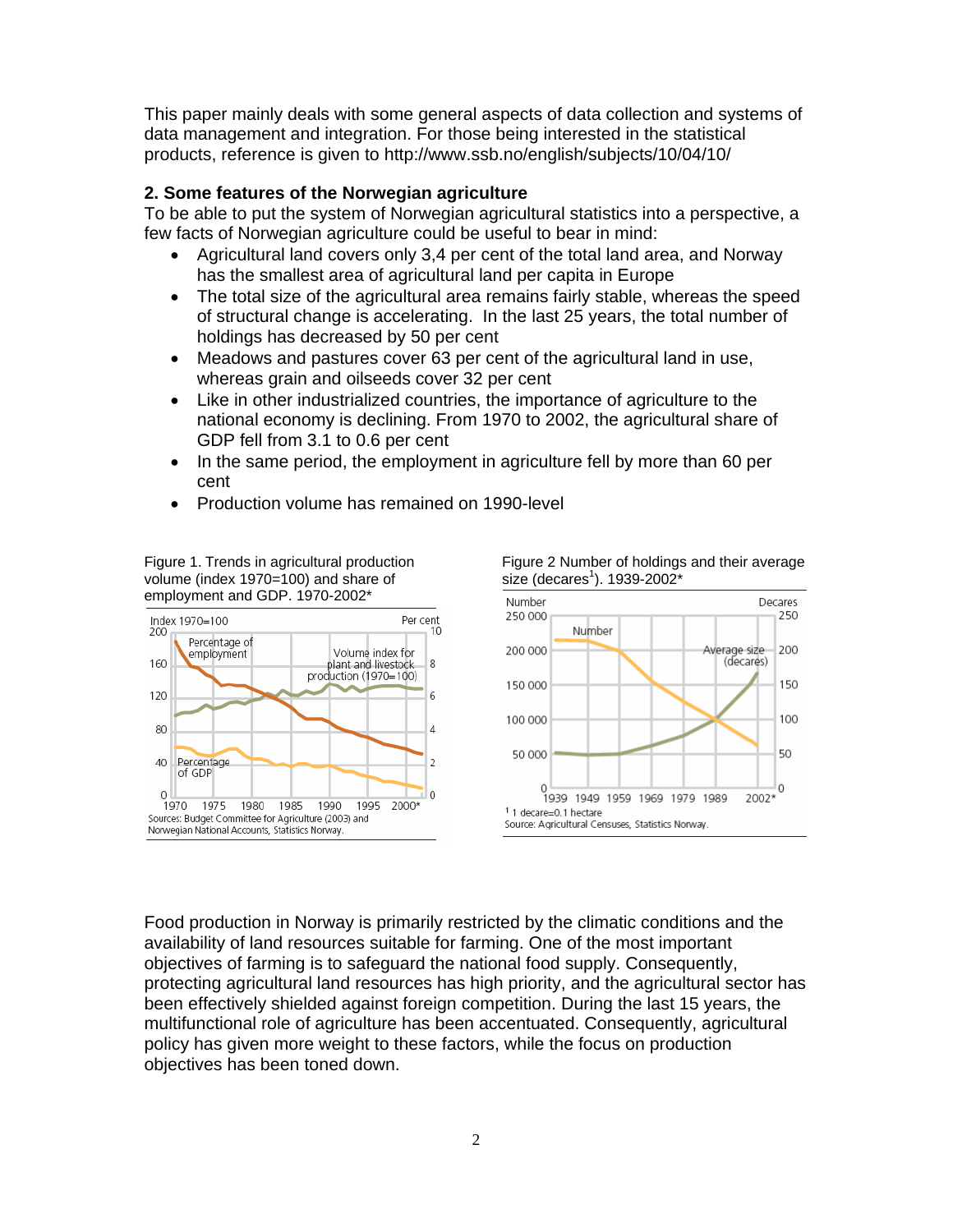This paper mainly deals with some general aspects of data collection and systems of data management and integration. For those being interested in the statistical products, reference is given to http://www.ssb.no/english/subjects/10/04/10/

## 2. Some features of the Norwegian agriculture

To be able to put the system of Norwegian agricultural statistics into a perspective, a few facts of Norwegian agriculture could be useful to bear in mind:

- Agricultural land covers only 3,4 per cent of the total land area, and Norway has the smallest area of agricultural land per capita in Europe
- The total size of the agricultural area remains fairly stable, whereas the speed of structural change is accelerating. In the last 25 years, the total number of holdings has decreased by 50 per cent
- Meadows and pastures cover 63 per cent of the agricultural land in use, whereas grain and oilseeds cover 32 per cent
- Like in other industrialized countries, the importance of agriculture to the national economy is declining. From 1970 to 2002, the agricultural share of GDP fell from 3.1 to 0.6 per cent
- In the same period, the employment in agriculture fell by more than 60 per cent
- Production volume has remained on 1990-level

Figure 1. Trends in agricultural production volume (index 1970=100) and share of employment and GDP. 1970-2002*

Sources: Budget Committee for Agriculture (2003) and Norwegian National Accounts, Statistics Norway.

Figure 2 Number of holdings and their average size (decares[1]). 1939-2002*

[1] 1 decare=0.1 hectare

Source: Agricultural Censuses, Statistics Norway.

Food production in Norway is primarily restricted by the climatic conditions and the availability of land resources suitable for farming. One of the most important objectives of farming is to safeguard the national food supply. Consequently, protecting agricultural land resources has high priority, and the agricultural sector has been effectively shielded against foreign competition. During the last 15 years, the multifunctional role of agriculture has been accentuated. Consequently, agricultural policy has given more weight to these factors, while the focus on production objectives has been toned down.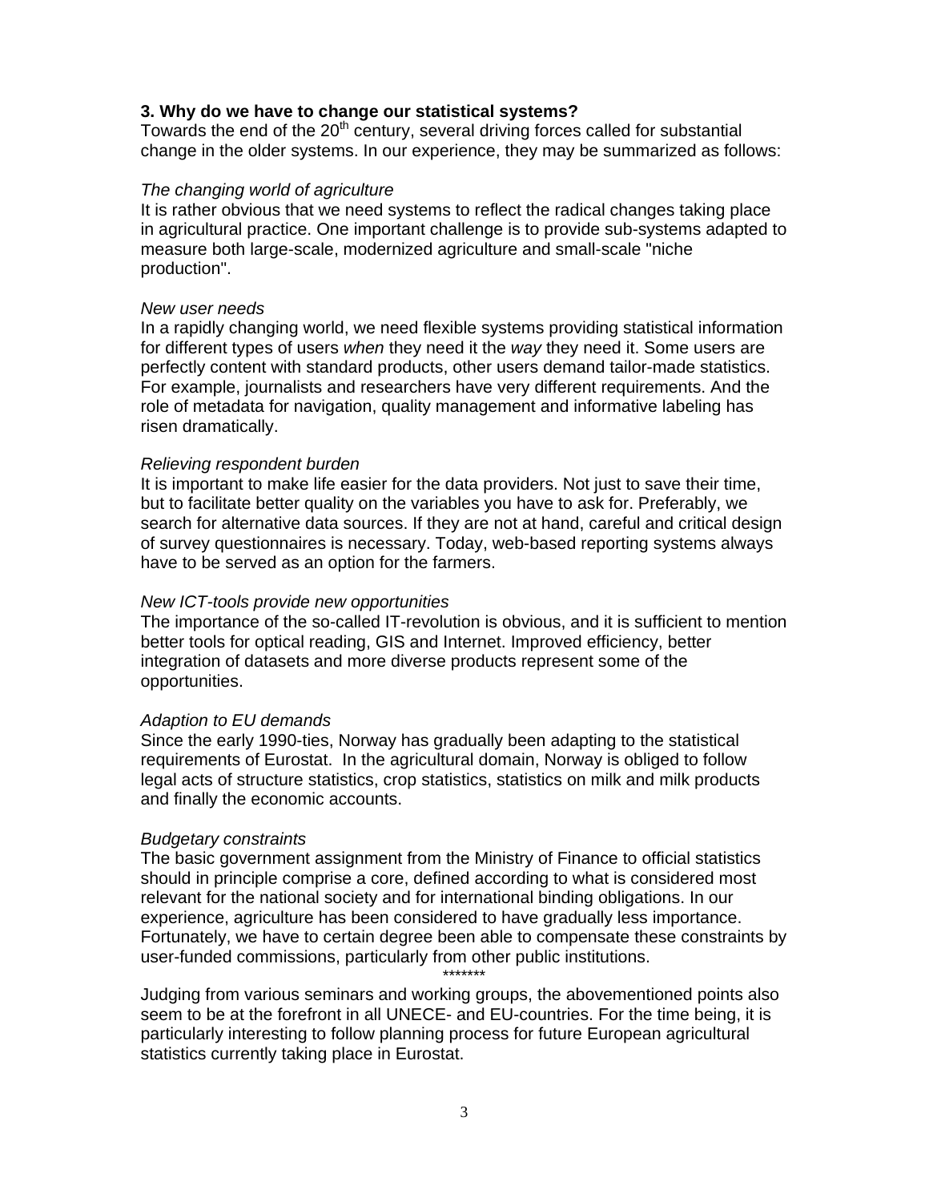### 3. Why do we have to change our statistical systems?

Towards the end of the 20th century, several driving forces called for substantial change in the older systems. In our experience, they may be summarized as follows:

*The changing world of agriculture*

It is rather obvious that we need systems to reflect the radical changes taking place in agricultural practice. One important challenge is to provide sub-systems adapted to measure both large-scale, modernized agriculture and small-scale "niche production".

*New user needs*

In a rapidly changing world, we need flexible systems providing statistical information for different types of users *when* they need it the *way* they need it. Some users are perfectly content with standard products, other users demand tailor-made statistics. For example, journalists and researchers have very different requirements. And the role of metadata for navigation, quality management and informative labeling has risen dramatically.

*Relieving respondent burden*

It is important to make life easier for the data providers. Not just to save their time, but to facilitate better quality on the variables you have to ask for. Preferably, we search for alternative data sources. If they are not at hand, careful and critical design of survey questionnaires is necessary. Today, web-based reporting systems always have to be served as an option for the farmers.

*New ICT-tools provide new opportunities*

The importance of the so-called IT-revolution is obvious, and it is sufficient to mention better tools for optical reading, GIS and Internet. Improved efficiency, better integration of datasets and more diverse products represent some of the opportunities.

*Adaption to EU demands*

Since the early 1990-ties, Norway has gradually been adapting to the statistical requirements of Eurostat. In the agricultural domain, Norway is obliged to follow legal acts of structure statistics, crop statistics, statistics on milk and milk products and finally the economic accounts.

*Budgetary constraints*

The basic government assignment from the Ministry of Finance to official statistics should in principle comprise a core, defined according to what is considered most relevant for the national society and for international binding obligations. In our experience, agriculture has been considered to have gradually less importance. Fortunately, we have to certain degree been able to compensate these constraints by user-funded commissions, particularly from other public institutions.

*******

Judging from various seminars and working groups, the abovementioned points also seem to be at the forefront in all UNECE- and EU-countries. For the time being, it is particularly interesting to follow planning process for future European agricultural statistics currently taking place in Eurostat.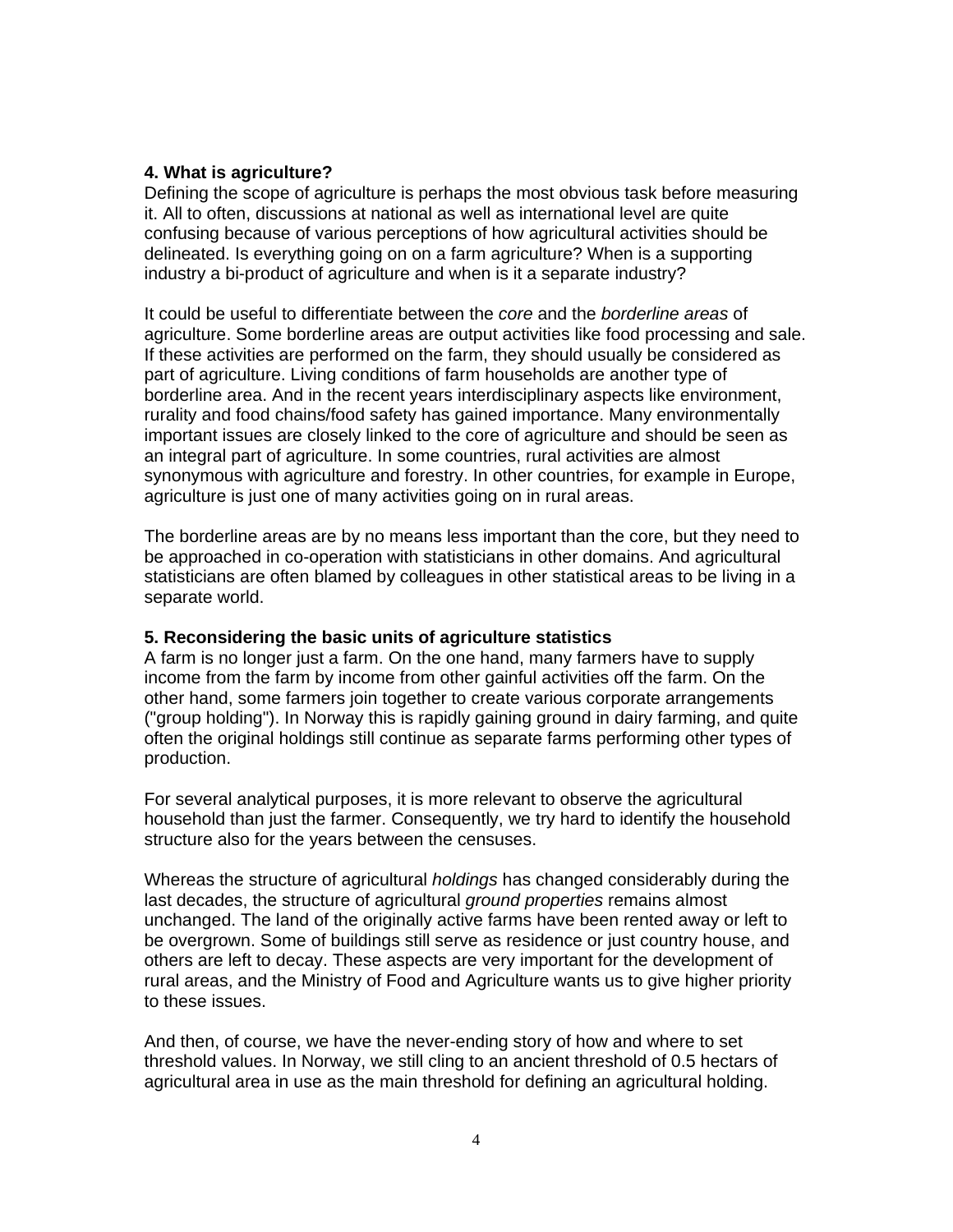**4. What is agriculture?**

Defining the scope of agriculture is perhaps the most obvious task before measuring it. All to often, discussions at national as well as international level are quite confusing because of various perceptions of how agricultural activities should be delineated. Is everything going on on a farm agriculture? When is a supporting industry a bi-product of agriculture and when is it a separate industry?

It could be useful to differentiate between the *core* and the *borderline areas* of agriculture. Some borderline areas are output activities like food processing and sale. If these activities are performed on the farm, they should usually be considered as part of agriculture. Living conditions of farm households are another type of borderline area. And in the recent years interdisciplinary aspects like environment, rurality and food chains/food safety has gained importance. Many environmentally important issues are closely linked to the core of agriculture and should be seen as an integral part of agriculture. In some countries, rural activities are almost synonymous with agriculture and forestry. In other countries, for example in Europe, agriculture is just one of many activities going on in rural areas.

The borderline areas are by no means less important than the core, but they need to be approached in co-operation with statisticians in other domains. And agricultural statisticians are often blamed by colleagues in other statistical areas to be living in a separate world.

**5. Reconsidering the basic units of agriculture statistics**

A farm is no longer just a farm. On the one hand, many farmers have to supply income from the farm by income from other gainful activities off the farm. On the other hand, some farmers join together to create various corporate arrangements ("group holding"). In Norway this is rapidly gaining ground in dairy farming, and quite often the original holdings still continue as separate farms performing other types of production.

For several analytical purposes, it is more relevant to observe the agricultural household than just the farmer. Consequently, we try hard to identify the household structure also for the years between the censuses.

Whereas the structure of agricultural *holdings* has changed considerably during the last decades, the structure of agricultural *ground properties* remains almost unchanged. The land of the originally active farms have been rented away or left to be overgrown. Some of buildings still serve as residence or just country house, and others are left to decay. These aspects are very important for the development of rural areas, and the Ministry of Food and Agriculture wants us to give higher priority to these issues.

And then, of course, we have the never-ending story of how and where to set threshold values. In Norway, we still cling to an ancient threshold of 0.5 hectars of agricultural area in use as the main threshold for defining an agricultural holding.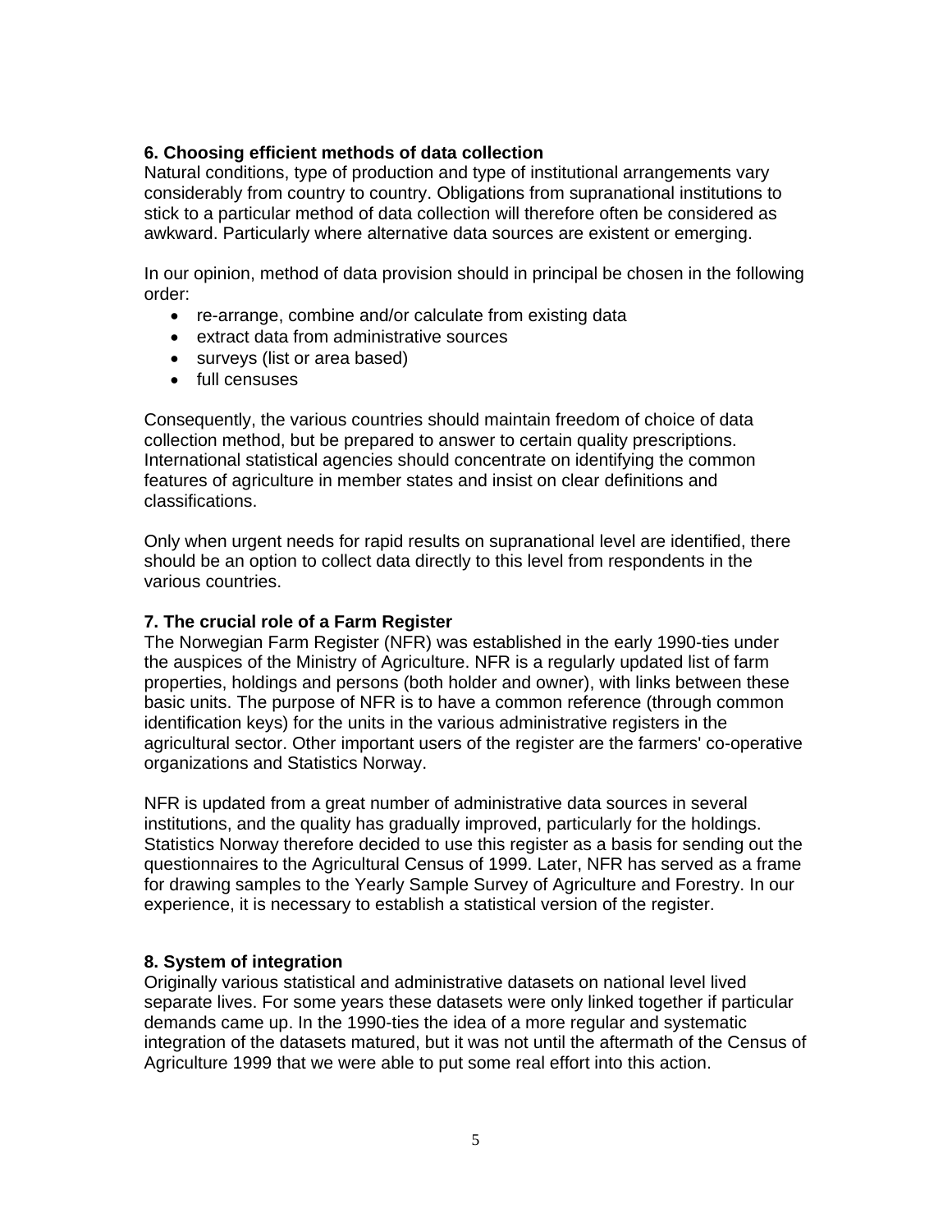### 6. Choosing efficient methods of data collection

Natural conditions, type of production and type of institutional arrangements vary considerably from country to country. Obligations from supranational institutions to stick to a particular method of data collection will therefore often be considered as awkward. Particularly where alternative data sources are existent or emerging.

In our opinion, method of data provision should in principal be chosen in the following order:

- re-arrange, combine and/or calculate from existing data
- extract data from administrative sources
- surveys (list or area based)
- full censuses

Consequently, the various countries should maintain freedom of choice of data collection method, but be prepared to answer to certain quality prescriptions. International statistical agencies should concentrate on identifying the common features of agriculture in member states and insist on clear definitions and classifications.

Only when urgent needs for rapid results on supranational level are identified, there should be an option to collect data directly to this level from respondents in the various countries.

### 7. The crucial role of a Farm Register

The Norwegian Farm Register (NFR) was established in the early 1990-ties under the auspices of the Ministry of Agriculture. NFR is a regularly updated list of farm properties, holdings and persons (both holder and owner), with links between these basic units. The purpose of NFR is to have a common reference (through common identification keys) for the units in the various administrative registers in the agricultural sector. Other important users of the register are the farmers' co-operative organizations and Statistics Norway.

NFR is updated from a great number of administrative data sources in several institutions, and the quality has gradually improved, particularly for the holdings. Statistics Norway therefore decided to use this register as a basis for sending out the questionnaires to the Agricultural Census of 1999. Later, NFR has served as a frame for drawing samples to the Yearly Sample Survey of Agriculture and Forestry. In our experience, it is necessary to establish a statistical version of the register.

### 8. System of integration

Originally various statistical and administrative datasets on national level lived separate lives. For some years these datasets were only linked together if particular demands came up. In the 1990-ties the idea of a more regular and systematic integration of the datasets matured, but it was not until the aftermath of the Census of Agriculture 1999 that we were able to put some real effort into this action.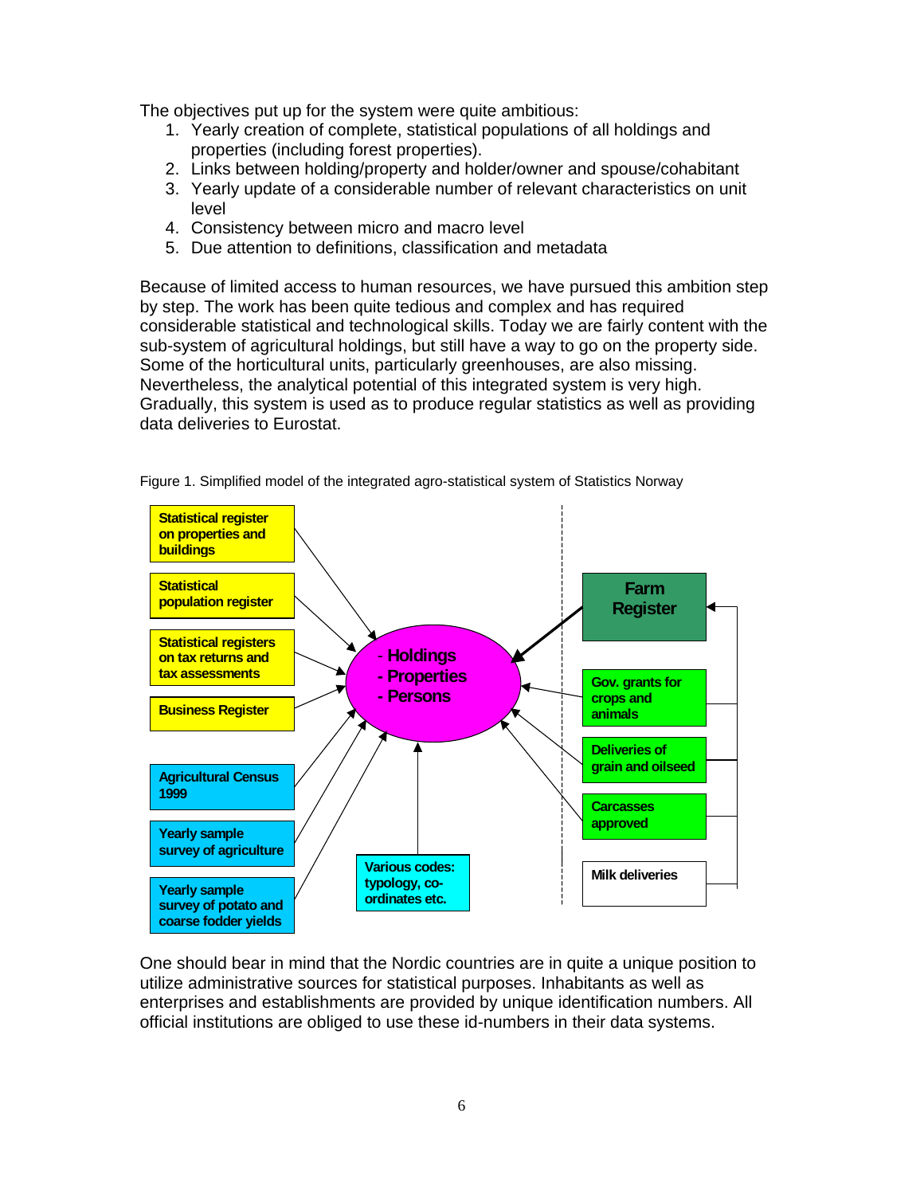The objectives put up for the system were quite ambitious:

1. Yearly creation of complete, statistical populations of all holdings and properties (including forest properties).
2. Links between holding/property and holder/owner and spouse/cohabitant
3. Yearly update of a considerable number of relevant characteristics on unit level
4. Consistency between micro and macro level
5. Due attention to definitions, classification and metadata

Because of limited access to human resources, we have pursued this ambition step by step. The work has been quite tedious and complex and has required considerable statistical and technological skills. Today we are fairly content with the sub-system of agricultural holdings, but still have a way to go on the property side. Some of the horticultural units, particularly greenhouses, are also missing. Nevertheless, the analytical potential of this integrated system is very high. Gradually, this system is used as to produce regular statistics as well as providing data deliveries to Eurostat.

Figure 1. Simplified model of the integrated agro-statistical system of Statistics Norway

Statistical register on properties and buildings

Statistical population register

Statistical registers on tax returns and tax assessments

Business Register

Agricultural Census 1999

Yearly sample survey of agriculture

Yearly sample survey of potato and coarse fodder yields

Various codes: typology, co-ordinates etc.

- Holdings
- Properties
- Persons

Farm Register

Gov. grants for crops and animals

Deliveries of grain and oilseed

Carcasses approved

Milk deliveries

One should bear in mind that the Nordic countries are in quite a unique position to utilize administrative sources for statistical purposes. Inhabitants as well as enterprises and establishments are provided by unique identification numbers. All official institutions are obliged to use these id-numbers in their data systems.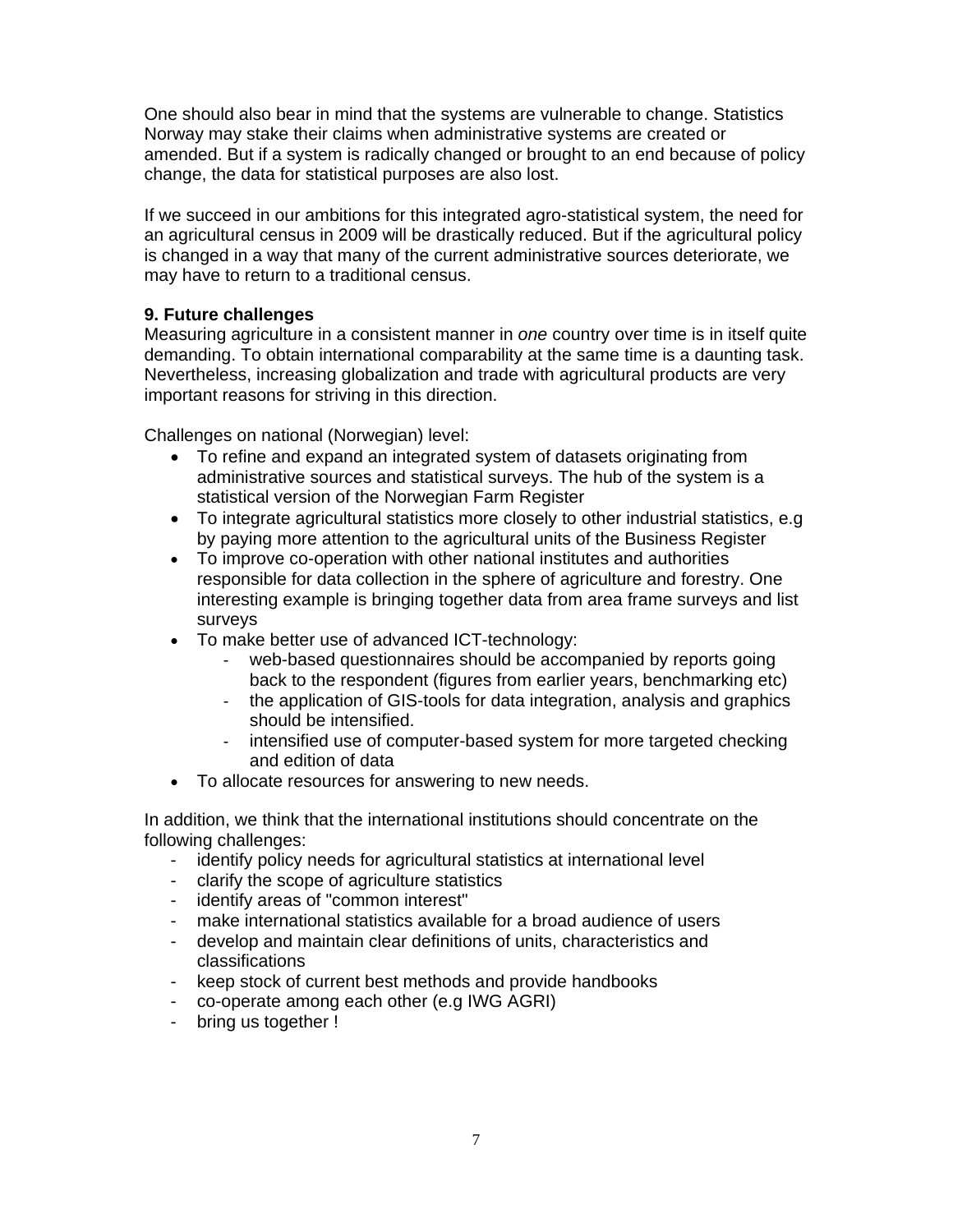One should also bear in mind that the systems are vulnerable to change. Statistics Norway may stake their claims when administrative systems are created or amended. But if a system is radically changed or brought to an end because of policy change, the data for statistical purposes are also lost.

If we succeed in our ambitions for this integrated agro-statistical system, the need for an agricultural census in 2009 will be drastically reduced. But if the agricultural policy is changed in a way that many of the current administrative sources deteriorate, we may have to return to a traditional census.

**9. Future challenges**

Measuring agriculture in a consistent manner in *one* country over time is in itself quite demanding. To obtain international comparability at the same time is a daunting task. Nevertheless, increasing globalization and trade with agricultural products are very important reasons for striving in this direction.

Challenges on national (Norwegian) level:

- To refine and expand an integrated system of datasets originating from administrative sources and statistical surveys. The hub of the system is a statistical version of the Norwegian Farm Register
- To integrate agricultural statistics more closely to other industrial statistics, e.g by paying more attention to the agricultural units of the Business Register
- To improve co-operation with other national institutes and authorities responsible for data collection in the sphere of agriculture and forestry. One interesting example is bringing together data from area frame surveys and list surveys
- To make better use of advanced ICT-technology:
  - web-based questionnaires should be accompanied by reports going back to the respondent (figures from earlier years, benchmarking etc)
  - the application of GIS-tools for data integration, analysis and graphics should be intensified.
  - intensified use of computer-based system for more targeted checking and edition of data
- To allocate resources for answering to new needs.

In addition, we think that the international institutions should concentrate on the following challenges:

- identify policy needs for agricultural statistics at international level
- clarify the scope of agriculture statistics
- identify areas of "common interest"
- make international statistics available for a broad audience of users
- develop and maintain clear definitions of units, characteristics and classifications
- keep stock of current best methods and provide handbooks
- co-operate among each other (e.g IWG AGRI)
- bring us together !